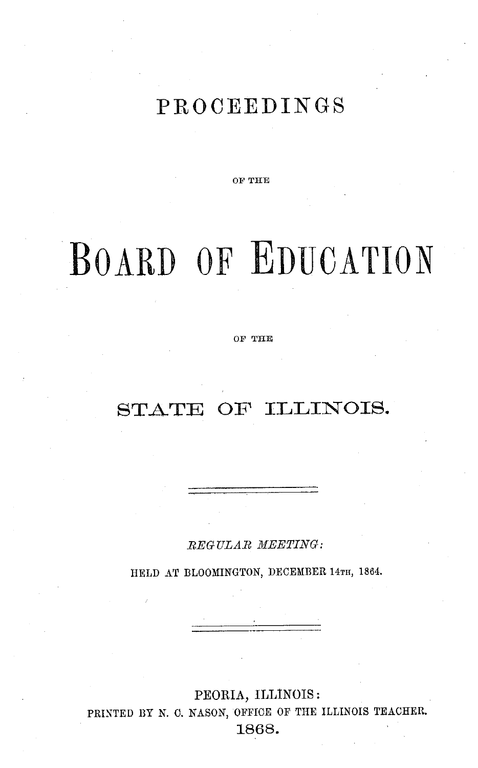# PROCEEDINGS

OF THE

# BOARD OF EDUCATION

OF THE

# STATE OF ILLINOIS.

---

*REGULAR MEETING:*

HELD AT BLOOMINGTON, DECEMBER 14TH, 1864.

---

PEORIA, ILLINOIS:

PRINTED BY N. C. NASON, OFFICE OF THE ILLINOIS TEACHER.

1868.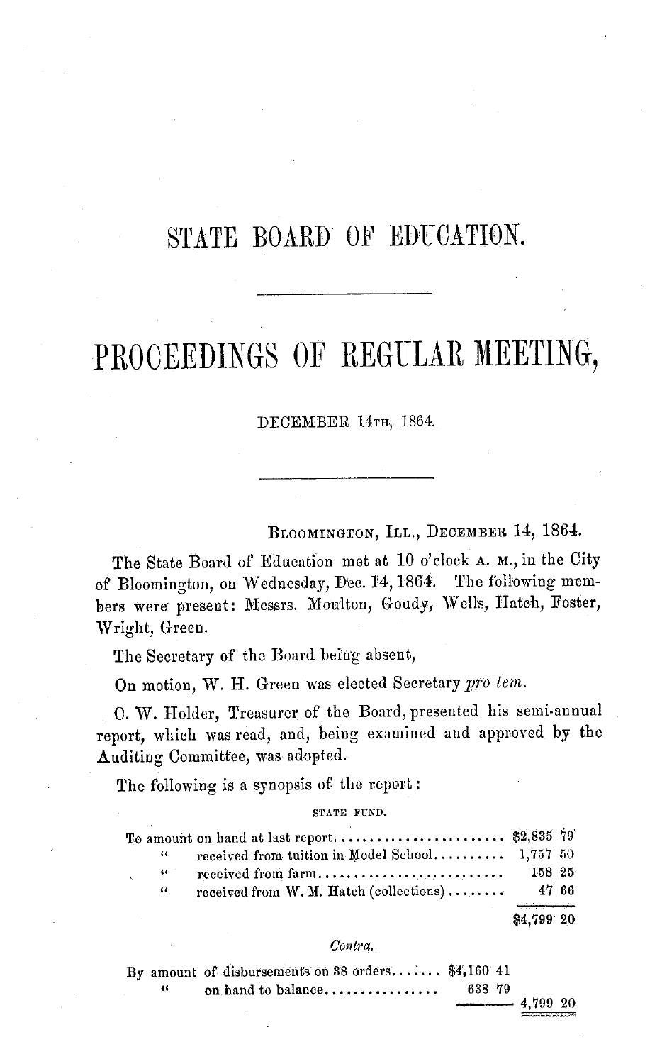# STATE BOARD OF EDUCATION.

## PROCEEDINGS OF REGULAR MEETING,

DECEMBER 14TH, 1864.

BLOOMINGTON, ILL., DECEMBER 14, 1864.

The State Board of Education met at 10 o'clock A. M., in the City of Bloomington, on Wednesday, Dec. 14, 1864. The following members were present: Messrs. Moulton, Goudy, Wells, Hatch, Foster, Wright, Green.

The Secretary of the Board being absent,

On motion, W. H. Green was elected Secretary *pro tem.*

C. W. Holder, Treasurer of the Board, presented his semi-annual report, which was read, and, being examined and approved by the Auditing Committee, was adopted.

The following is a synopsis of the report:

STATE FUND.

| | | |
|---|---|---|
| To amount on hand at last report | | $2,835 79 |
| " received from tuition in Model School | | 1,757 50 |
| " received from farm | | 158 25 |
| " received from W. M. Hatch (collections) | | 47 66 |
| | | $4,799 20 |

*Contra.*

| | | |
|---|---|---|
| By amount of disbursements on 38 orders | $4,160 41 | |
| " on hand to balance | 638 79 | |
| | | 4,799 20 |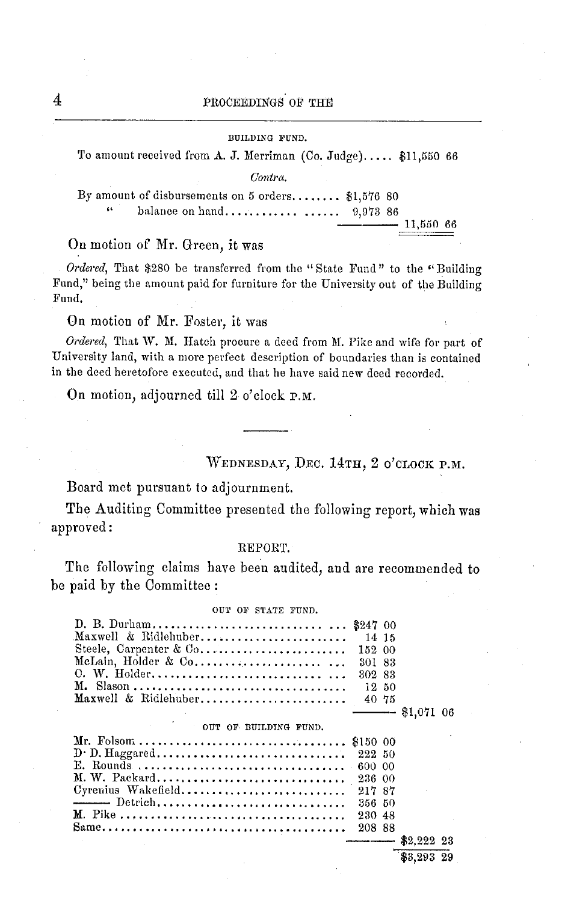BUILDING FUND.

To amount received from A. J. Merriman (Co. Judge)..... $11,550 66

*Contra.*

| | | |
|---|---|---|
| By amount of disbursements on 5 orders........ | $1,576 80 | |
| " balance on hand........... ...... | 9,973 86 | |
| | | 11,550 66 |

On motion of Mr. Green, it was

*Ordered*, That $280 be transferred from the "State Fund" to the "Building Fund," being the amount paid for furniture for the University out of the Building Fund.

On motion of Mr. Foster, it was

*Ordered*, That W. M. Hatch procure a deed from M. Pike and wife for part of University land, with a more perfect description of boundaries than is contained in the deed heretofore executed, and that he have said new deed recorded.

On motion, adjourned till 2 o'clock P.M.

---

WEDNESDAY, DEC. 14TH, 2 O'CLOCK P.M.

Board met pursuant to adjournment.

The Auditing Committee presented the following report, which was approved:

REPORT.

The following claims have been audited, and are recommended to be paid by the Committee:

| | | |
|---|---|---|
| OUT OF STATE FUND. | | |
| D. B. Durham............................. ... | $247 00 | |
| Maxwell & Ridlehuber........................ | 14 15 | |
| Steele, Carpenter & Co....................... | 152 00 | |
| McLain, Holder & Co..................... ... | 301 83 | |
| C. W. Holder.............................. ... | 302 83 | |
| M. Slason ................................. | 12 50 | |
| Maxwell & Ridlehuber........................ | 40 75 | |
| | | $1,071 06 |
| OUT OF BUILDING FUND. | | |
| Mr. Folsom ................................. | $150 00 | |
| D. D. Haggared.............................. | 222 50 | |
| E. Rounds ................................. | 600 00 | |
| M. W. Packard.............................. | 236 00 | |
| Cyrenius Wakefield.......................... | 217 87 | |
| ——— Detrich............................... | 356 50 | |
| M. Pike ................................... | 230 48 | |
| Same....................................... | 208 88 | |
| | | $2,222 23 |
| | | $3,293 29 |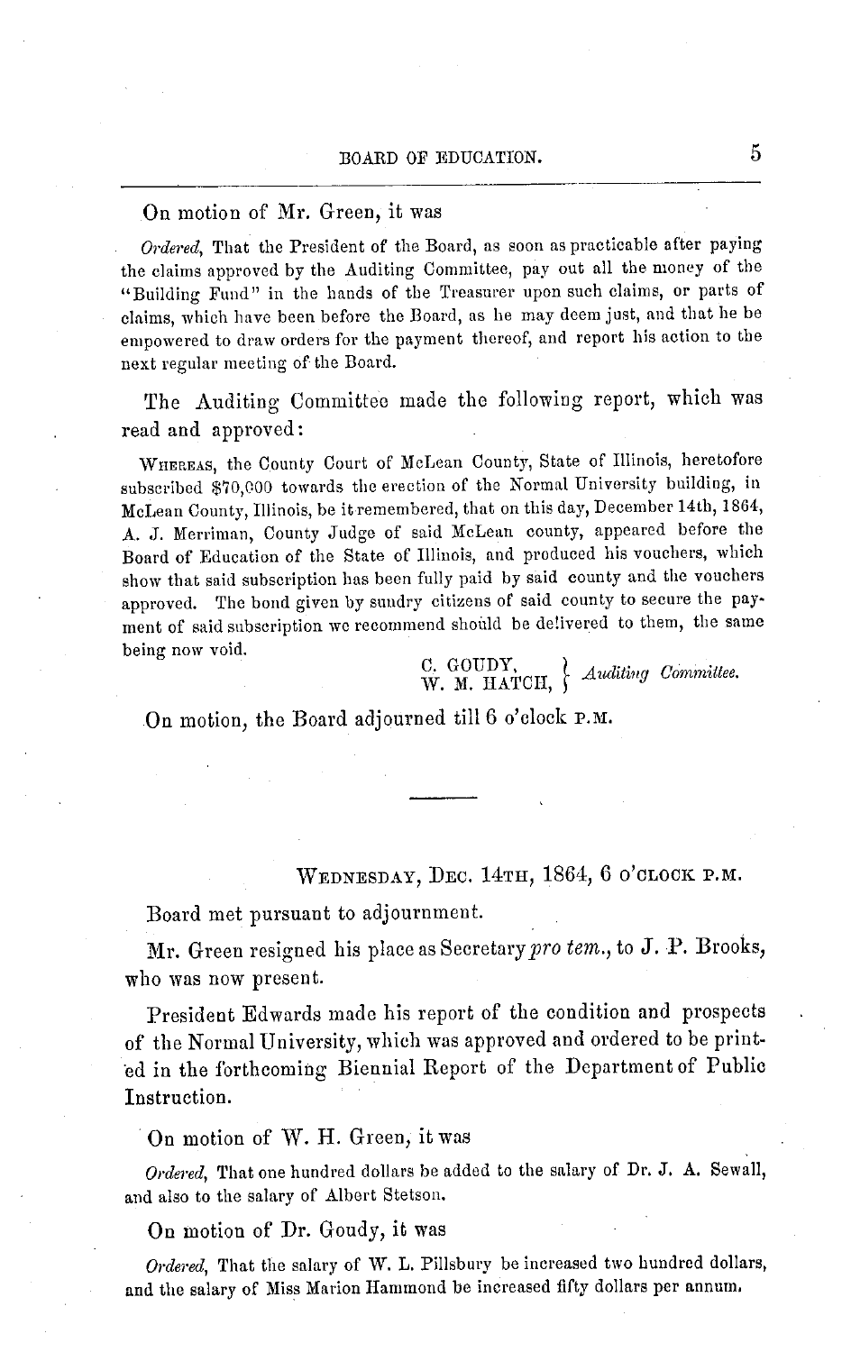On motion of Mr. Green, it was

*Ordered*, That the President of the Board, as soon as practicable after paying the claims approved by the Auditing Committee, pay out all the money of the "Building Fund" in the hands of the Treasurer upon such claims, or parts of claims, which have been before the Board, as he may deem just, and that he be empowered to draw orders for the payment thereof, and report his action to the next regular meeting of the Board.

The Auditing Committee made the following report, which was read and approved:

WHEREAS, the County Court of McLean County, State of Illinois, heretofore subscribed $70,000 towards the erection of the Normal University building, in McLean County, Illinois, be it remembered, that on this day, December 14th, 1864, A. J. Merriman, County Judge of said McLean county, appeared before the Board of Education of the State of Illinois, and produced his vouchers, which show that said subscription has been fully paid by said county and the vouchers approved. The bond given by sundry citizens of said county to secure the payment of said subscription we recommend should be delivered to them, the same being now void.

C. GOUDY,
W. M. HATCH, } *Auditing Committee.*

On motion, the Board adjourned till 6 o'clock P.M.

---

WEDNESDAY, DEC. 14TH, 1864, 6 O'CLOCK P.M.

Board met pursuant to adjournment.

Mr. Green resigned his place as Secretary *pro tem.*, to J. P. Brooks, who was now present.

President Edwards made his report of the condition and prospects of the Normal University, which was approved and ordered to be printed in the forthcoming Biennial Report of the Department of Public Instruction.

On motion of W. H. Green, it was

*Ordered*, That one hundred dollars be added to the salary of Dr. J. A. Sewall, and also to the salary of Albert Stetson.

On motion of Dr. Goudy, it was

*Ordered*, That the salary of W. L. Pillsbury be increased two hundred dollars, and the salary of Miss Marion Hammond be increased fifty dollars per annum.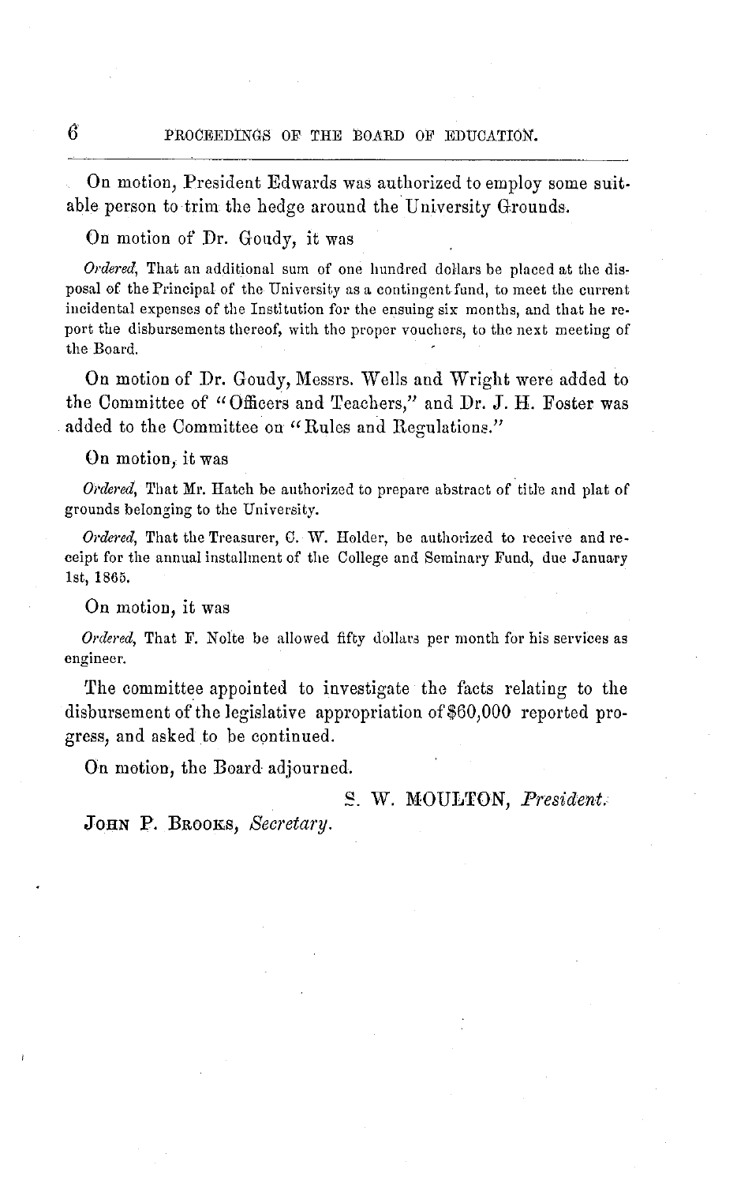On motion, President Edwards was authorized to employ some suitable person to trim the hedge around the University Grounds.

On motion of Dr. Goudy, it was

*Ordered*, That an additional sum of one hundred dollars be placed at the disposal of the Principal of the University as a contingent fund, to meet the current incidental expenses of the Institution for the ensuing six months, and that he report the disbursements thereof, with the proper vouchers, to the next meeting of the Board.

On motion of Dr. Goudy, Messrs. Wells and Wright were added to the Committee of "Officers and Teachers," and Dr. J. H. Foster was added to the Committee on "Rules and Regulations."

On motion, it was

*Ordered*, That Mr. Hatch be authorized to prepare abstract of title and plat of grounds belonging to the University.

*Ordered*, That the Treasurer, C. W. Holder, be authorized to receive and receipt for the annual installment of the College and Seminary Fund, due January 1st, 1865.

On motion, it was

*Ordered*, That F. Nolte be allowed fifty dollars per month for his services as engineer.

The committee appointed to investigate the facts relating to the disbursement of the legislative appropriation of $60,000 reported progress, and asked to be continued.

On motion, the Board adjourned.

S. W. MOULTON, *President.*

JOHN P. BROOKS, *Secretary.*